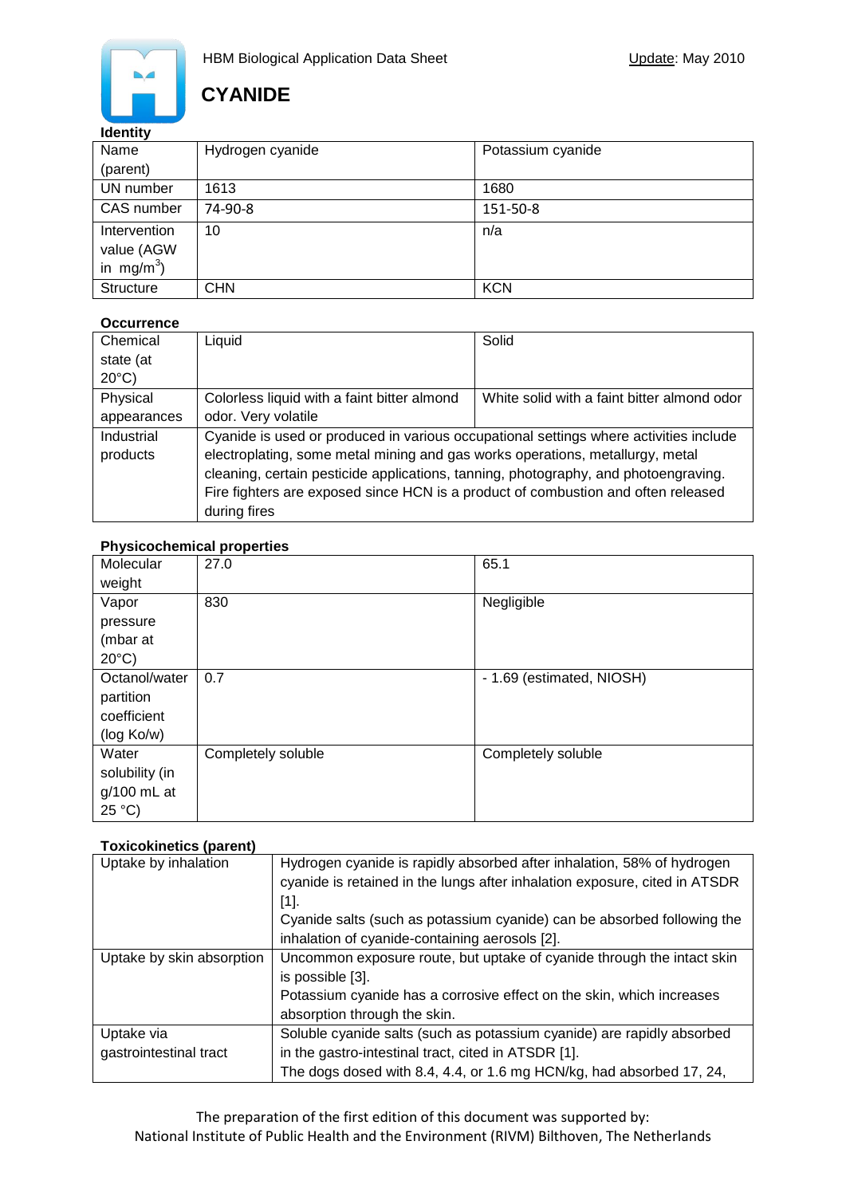HBM Biological Application Data Sheet

Update: May 2010

# CYANIDE

### Identity

| | | |
|---|---|---|
| Name (parent) | Hydrogen cyanide | Potassium cyanide |
| UN number | 1613 | 1680 |
| CAS number | 74-90-8 | 151-50-8 |
| Intervention value (AGW in mg/m$^3$) | 10 | n/a |
| Structure | CHN | KCN |

### Occurrence

| | | |
|---|---|---|
| Chemical state (at 20°C) | Liquid | Solid |
| Physical appearances | Colorless liquid with a faint bitter almond odor. Very volatile | White solid with a faint bitter almond odor |
| Industrial products | Cyanide is used or produced in various occupational settings where activities include electroplating, some metal mining and gas works operations, metallurgy, metal cleaning, certain pesticide applications, tanning, photography, and photoengraving. Fire fighters are exposed since HCN is a product of combustion and often released during fires | |

### Physicochemical properties

| | | |
|---|---|---|
| Molecular weight | 27.0 | 65.1 |
| Vapor pressure (mbar at 20°C) | 830 | Negligible |
| Octanol/water partition coefficient (log Ko/w) | 0.7 | - 1.69 (estimated, NIOSH) |
| Water solubility (in g/100 mL at 25 °C) | Completely soluble | Completely soluble |

### Toxicokinetics (parent)

| | |
|---|---|
| Uptake by inhalation | Hydrogen cyanide is rapidly absorbed after inhalation, 58% of hydrogen cyanide is retained in the lungs after inhalation exposure, cited in ATSDR [1]. Cyanide salts (such as potassium cyanide) can be absorbed following the inhalation of cyanide-containing aerosols [2]. |
| Uptake by skin absorption | Uncommon exposure route, but uptake of cyanide through the intact skin is possible [3]. Potassium cyanide has a corrosive effect on the skin, which increases absorption through the skin. |
| Uptake via gastrointestinal tract | Soluble cyanide salts (such as potassium cyanide) are rapidly absorbed in the gastro-intestinal tract, cited in ATSDR [1]. The dogs dosed with 8.4, 4.4, or 1.6 mg HCN/kg, had absorbed 17, 24, |

The preparation of the first edition of this document was supported by:
National Institute of Public Health and the Environment (RIVM) Bilthoven, The Netherlands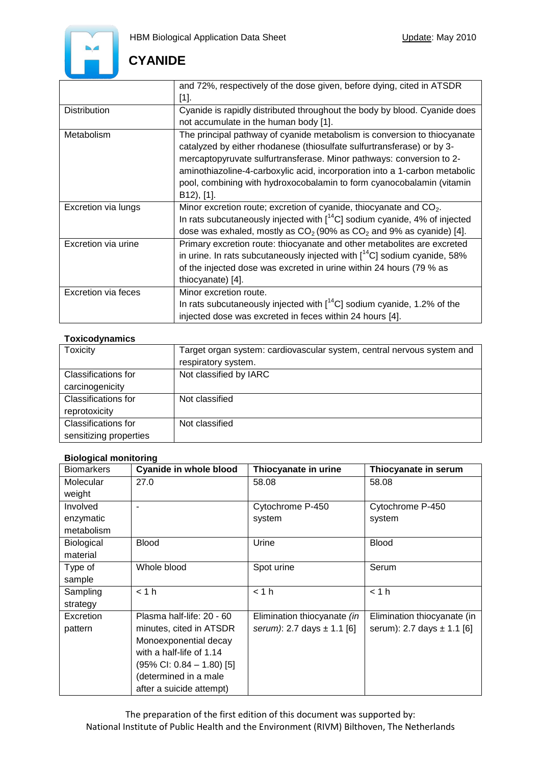| | |
|---|---|
| | and 72%, respectively of the dose given, before dying, cited in ATSDR [1]. |
| Distribution | Cyanide is rapidly distributed throughout the body by blood. Cyanide does not accumulate in the human body [1]. |
| Metabolism | The principal pathway of cyanide metabolism is conversion to thiocyanate catalyzed by either rhodanese (thiosulfate sulfurtransferase) or by 3-mercaptopyruvate sulfurtransferase. Minor pathways: conversion to 2-aminothiazoline-4-carboxylic acid, incorporation into a 1-carbon metabolic pool, combining with hydroxocobalamin to form cyanocobalamin (vitamin B12), [1]. |
| Excretion via lungs | Minor excretion route; excretion of cyanide, thiocyanate and $CO_2$. In rats subcutaneously injected with [$^{14}$C] sodium cyanide, 4% of injected dose was exhaled, mostly as $CO_2$ (90% as $CO_2$ and 9% as cyanide) [4]. |
| Excretion via urine | Primary excretion route: thiocyanate and other metabolites are excreted in urine. In rats subcutaneously injected with [$^{14}$C] sodium cyanide, 58% of the injected dose was excreted in urine within 24 hours (79 % as thiocyanate) [4]. |
| Excretion via feces | Minor excretion route. In rats subcutaneously injected with [$^{14}$C] sodium cyanide, 1.2% of the injected dose was excreted in feces within 24 hours [4]. |

**Toxicodynamics**

| | |
|---|---|
| Toxicity | Target organ system: cardiovascular system, central nervous system and respiratory system. |
| Classifications for carcinogenicity | Not classified by IARC |
| Classifications for reprotoxicity | Not classified |
| Classifications for sensitizing properties | Not classified |

**Biological monitoring**

| Biomarkers | Cyanide in whole blood | Thiocyanate in urine | Thiocyanate in serum |
|---|---|---|---|
| Molecular weight | 27.0 | 58.08 | 58.08 |
| Involved enzymatic metabolism | - | Cytochrome P-450 system | Cytochrome P-450 system |
| Biological material | Blood | Urine | Blood |
| Type of sample | Whole blood | Spot urine | Serum |
| Sampling strategy | < 1 h | < 1 h | < 1 h |
| Excretion pattern | Plasma half-life: 20 - 60 minutes, cited in ATSDR Monoexponential decay with a half-life of 1.14 (95% CI: 0.84 – 1.80) [5] (determined in a male after a suicide attempt) | Elimination thiocyanate *(in serum)*: 2.7 days ± 1.1 [6] | Elimination thiocyanate (in serum): 2.7 days ± 1.1 [6] |

The preparation of the first edition of this document was supported by:
National Institute of Public Health and the Environment (RIVM) Bilthoven, The Netherlands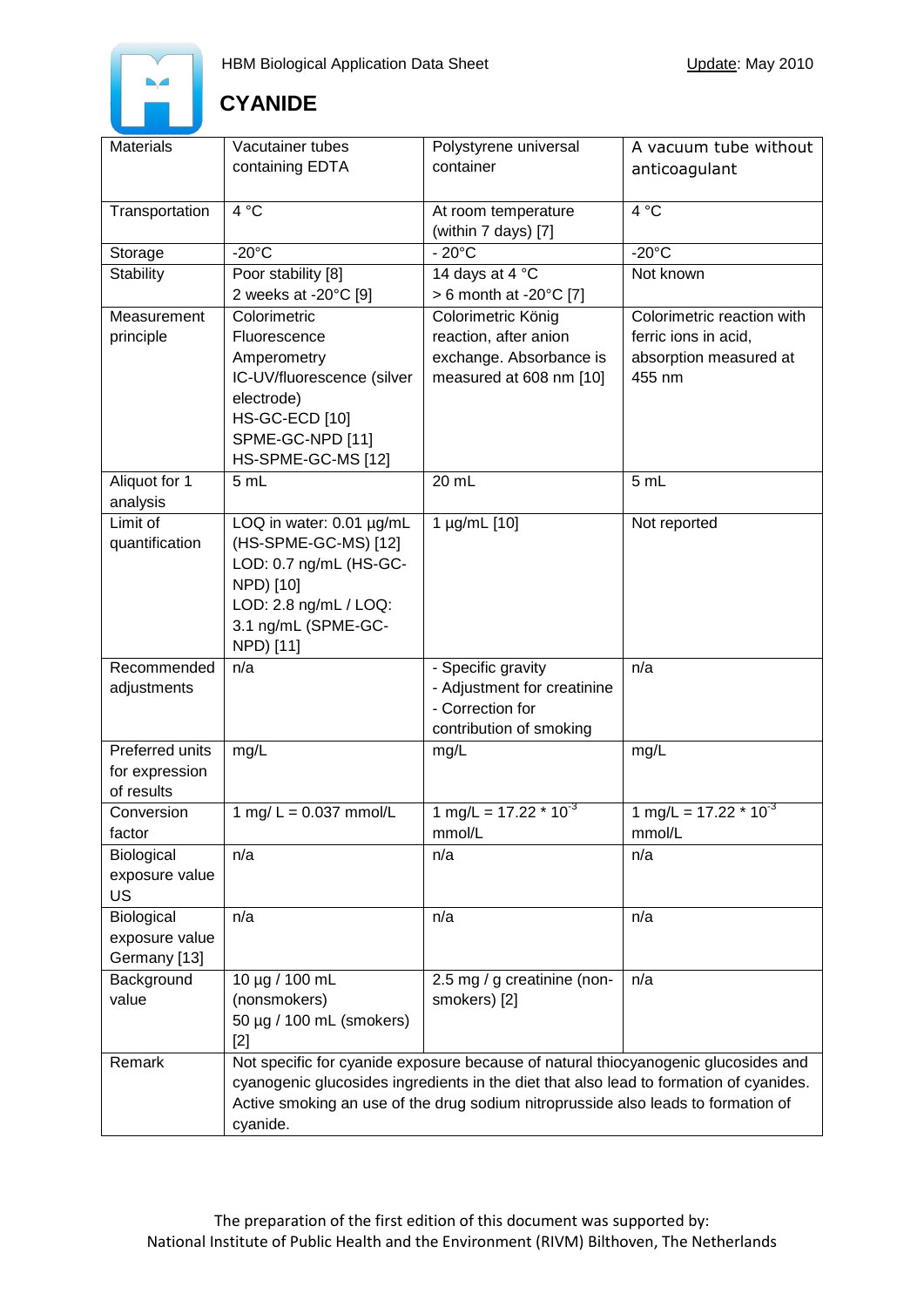HBM Biological Application Data Sheet

Update: May 2010

# CYANIDE

| Materials | Vacutainer tubes containing EDTA | Polystyrene universal container | A vacuum tube without anticoagulant |
|---|---|---|---|
| Transportation | 4 °C | At room temperature (within 7 days) [7] | 4 °C |
| Storage | -20°C | - 20°C | -20°C |
| Stability | Poor stability [8]<br>2 weeks at -20°C [9] | 14 days at 4 °C<br>> 6 month at -20°C [7] | Not known |
| Measurement principle | Colorimetric<br>Fluorescence<br>Amperometry<br>IC-UV/fluorescence (silver electrode)<br>HS-GC-ECD [10]<br>SPME-GC-NPD [11]<br>HS-SPME-GC-MS [12] | Colorimetric König reaction, after anion exchange. Absorbance is measured at 608 nm [10] | Colorimetric reaction with ferric ions in acid, absorption measured at 455 nm |
| Aliquot for 1 analysis | 5 mL | 20 mL | 5 mL |
| Limit of quantification | LOQ in water: 0.01 µg/mL (HS-SPME-GC-MS) [12]<br>LOD: 0.7 ng/mL (HS-GC-NPD) [10]<br>LOD: 2.8 ng/mL / LOQ: 3.1 ng/mL (SPME-GC-NPD) [11] | 1 µg/mL [10] | Not reported |
| Recommended adjustments | n/a | - Specific gravity<br>- Adjustment for creatinine<br>- Correction for contribution of smoking | n/a |
| Preferred units for expression of results | mg/L | mg/L | mg/L |
| Conversion factor | 1 mg/ L = 0.037 mmol/L | 1 mg/L = 17.22 * $10^{-3}$ mmol/L | 1 mg/L = 17.22 * $10^{-3}$ mmol/L |
| Biological exposure value US | n/a | n/a | n/a |
| Biological exposure value Germany [13] | n/a | n/a | n/a |
| Background value | 10 µg / 100 mL (nonsmokers)<br>50 µg / 100 mL (smokers) [2] | 2.5 mg / g creatinine (non-smokers) [2] | n/a |
| Remark | Not specific for cyanide exposure because of natural thiocyanogenic glucosides and cyanogenic glucosides ingredients in the diet that also lead to formation of cyanides. Active smoking an use of the drug sodium nitroprusside also leads to formation of cyanide. | | |

The preparation of the first edition of this document was supported by:
National Institute of Public Health and the Environment (RIVM) Bilthoven, The Netherlands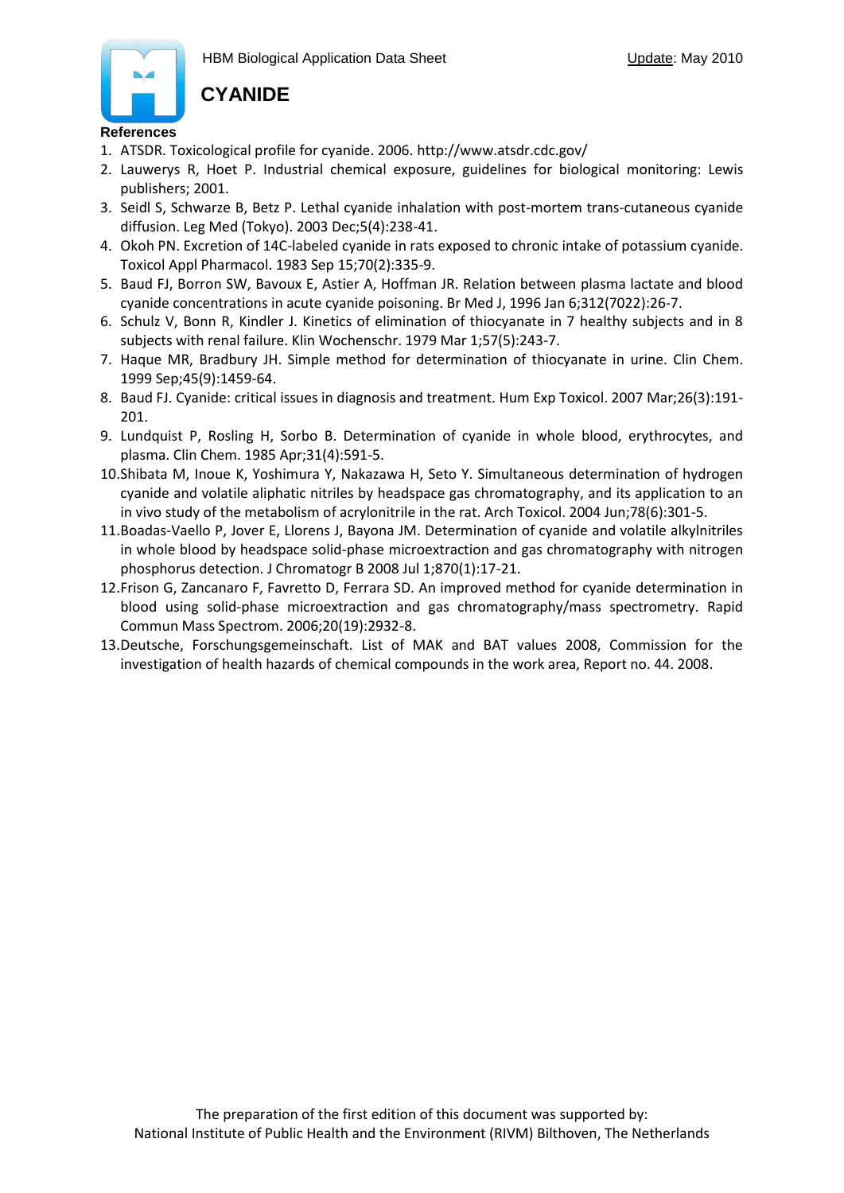**References**

1. ATSDR. Toxicological profile for cyanide. 2006. http://www.atsdr.cdc.gov/
2. Lauwerys R, Hoet P. Industrial chemical exposure, guidelines for biological monitoring: Lewis publishers; 2001.
3. Seidl S, Schwarze B, Betz P. Lethal cyanide inhalation with post-mortem trans-cutaneous cyanide diffusion. Leg Med (Tokyo). 2003 Dec;5(4):238-41.
4. Okoh PN. Excretion of 14C-labeled cyanide in rats exposed to chronic intake of potassium cyanide. Toxicol Appl Pharmacol. 1983 Sep 15;70(2):335-9.
5. Baud FJ, Borron SW, Bavoux E, Astier A, Hoffman JR. Relation between plasma lactate and blood cyanide concentrations in acute cyanide poisoning. Br Med J, 1996 Jan 6;312(7022):26-7.
6. Schulz V, Bonn R, Kindler J. Kinetics of elimination of thiocyanate in 7 healthy subjects and in 8 subjects with renal failure. Klin Wochenschr. 1979 Mar 1;57(5):243-7.
7. Haque MR, Bradbury JH. Simple method for determination of thiocyanate in urine. Clin Chem. 1999 Sep;45(9):1459-64.
8. Baud FJ. Cyanide: critical issues in diagnosis and treatment. Hum Exp Toxicol. 2007 Mar;26(3):191-201.
9. Lundquist P, Rosling H, Sorbo B. Determination of cyanide in whole blood, erythrocytes, and plasma. Clin Chem. 1985 Apr;31(4):591-5.
10. Shibata M, Inoue K, Yoshimura Y, Nakazawa H, Seto Y. Simultaneous determination of hydrogen cyanide and volatile aliphatic nitriles by headspace gas chromatography, and its application to an in vivo study of the metabolism of acrylonitrile in the rat. Arch Toxicol. 2004 Jun;78(6):301-5.
11. Boadas-Vaello P, Jover E, Llorens J, Bayona JM. Determination of cyanide and volatile alkylnitriles in whole blood by headspace solid-phase microextraction and gas chromatography with nitrogen phosphorus detection. J Chromatogr B 2008 Jul 1;870(1):17-21.
12. Frison G, Zancanaro F, Favretto D, Ferrara SD. An improved method for cyanide determination in blood using solid-phase microextraction and gas chromatography/mass spectrometry. Rapid Commun Mass Spectrom. 2006;20(19):2932-8.
13. Deutsche, Forschungsgemeinschaft. List of MAK and BAT values 2008, Commission for the investigation of health hazards of chemical compounds in the work area, Report no. 44. 2008.

The preparation of the first edition of this document was supported by:
National Institute of Public Health and the Environment (RIVM) Bilthoven, The Netherlands